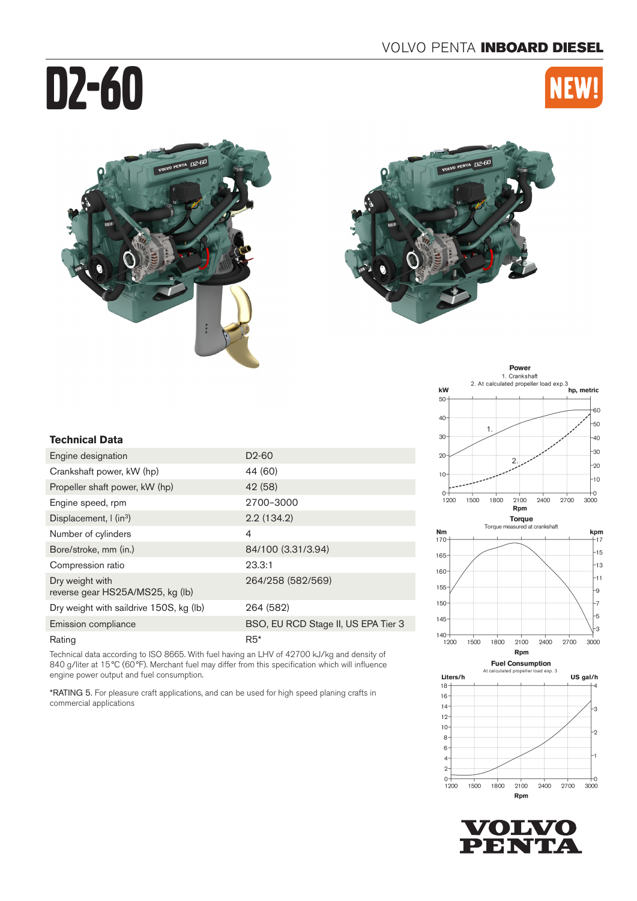# D2-60

NEW!

## Technical Data

| Technical Data | |
|---|---|
| Engine designation | D2-60 |
| Crankshaft power, kW (hp) | 44 (60) |
| Propeller shaft power, kW (hp) | 42 (58) |
| Engine speed, rpm | 2700–3000 |
| Displacement, l (in³) | 2.2 (134.2) |
| Number of cylinders | 4 |
| Bore/stroke, mm (in.) | 84/100 (3.31/3.94) |
| Compression ratio | 23.3:1 |
| Dry weight with reverse gear HS25A/MS25, kg (lb) | 264/258 (582/569) |
| Dry weight with saildrive 150S, kg (lb) | 264 (582) |
| Emission compliance | BSO, EU RCD Stage II, US EPA Tier 3 |
| Rating | R5* |

Technical data according to ISO 8665. With fuel having an LHV of 42700 kJ/kg and density of 840 g/liter at 15°C (60°F). Merchant fuel may differ from this specification which will influence engine power output and fuel consumption.

*RATING 5. For pleasure craft applications, and can be used for high speed planing crafts in commercial applications

**Power**
1. Crankshaft
2. At calculated propeller load exp.3

**Torque**
Torque measured at crankshaft

**Fuel Consumption**
At calculated propeller load exp. 3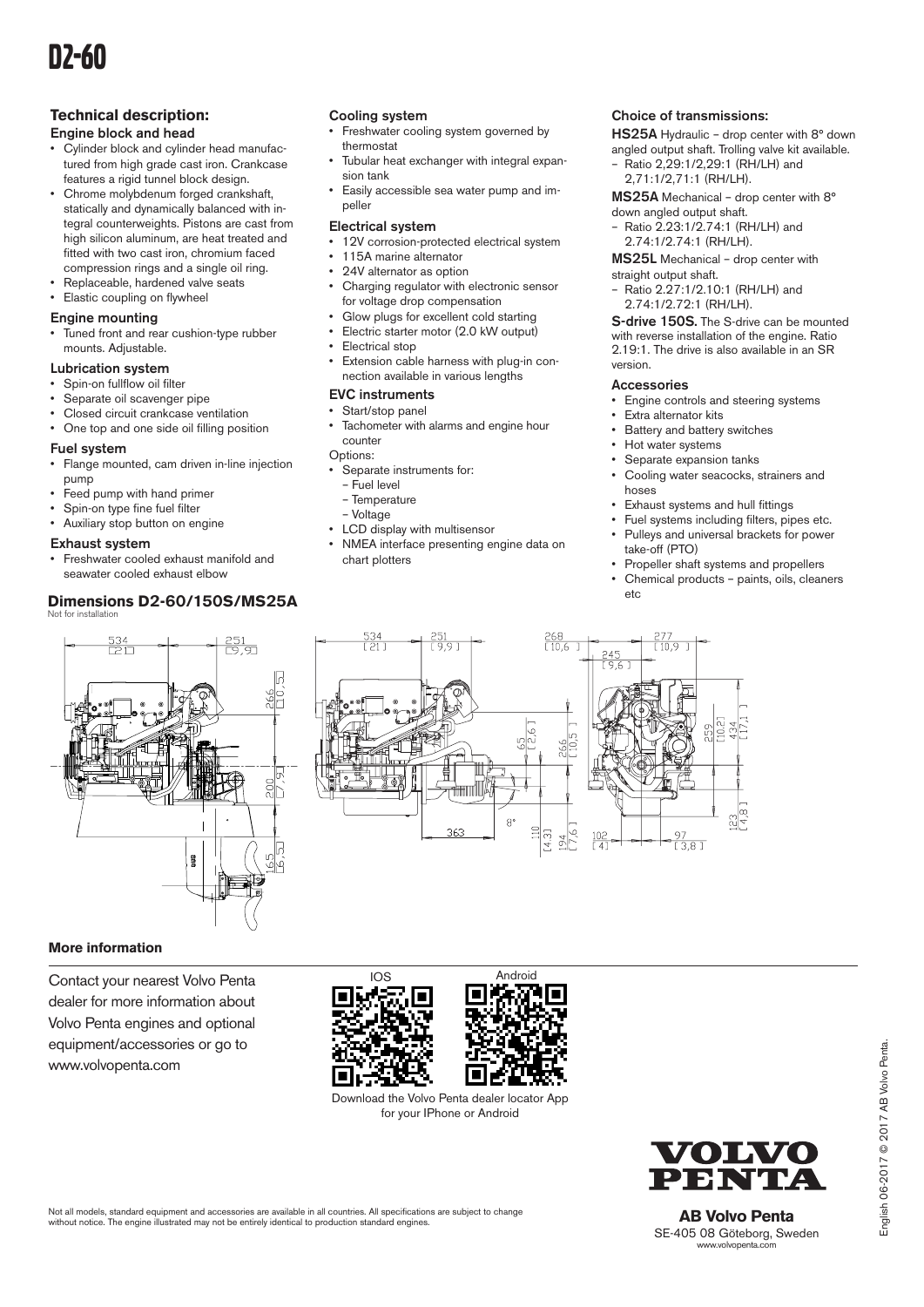# D2-60

## Technical description:

### Engine block and head

- Cylinder block and cylinder head manufactured from high grade cast iron. Crankcase features a rigid tunnel block design.
- Chrome molybdenum forged crankshaft, statically and dynamically balanced with integral counterweights. Pistons are cast from high silicon aluminum, are heat treated and fitted with two cast iron, chromium faced compression rings and a single oil ring.
- Replaceable, hardened valve seats
- Elastic coupling on flywheel

### Engine mounting

- Tuned front and rear cushion-type rubber mounts. Adjustable.

### Lubrication system

- Spin-on fullflow oil filter
- Separate oil scavenger pipe
- Closed circuit crankcase ventilation
- One top and one side oil filling position

### Fuel system

- Flange mounted, cam driven in-line injection pump
- Feed pump with hand primer
- Spin-on type fine fuel filter
- Auxiliary stop button on engine

### Exhaust system

- Freshwater cooled exhaust manifold and seawater cooled exhaust elbow

### Cooling system

- Freshwater cooling system governed by thermostat
- Tubular heat exchanger with integral expansion tank
- Easily accessible sea water pump and impeller

### Electrical system

- 12V corrosion-protected electrical system
- 115A marine alternator
- 24V alternator as option
- Charging regulator with electronic sensor for voltage drop compensation
- Glow plugs for excellent cold starting
- Electric starter motor (2.0 kW output)
- Electrical stop
- Extension cable harness with plug-in connection available in various lengths

### EVC instruments

- Start/stop panel
- Tachometer with alarms and engine hour counter

Options:

- Separate instruments for:
  - Fuel level
  - Temperature
  - Voltage
- LCD display with multisensor
- NMEA interface presenting engine data on chart plotters

### Choice of transmissions:

**HS25A** Hydraulic – drop center with 8° down angled output shaft. Trolling valve kit available.
- Ratio 2,29:1/2,29:1 (RH/LH) and 2,71:1/2,71:1 (RH/LH).

**MS25A** Mechanical – drop center with 8° down angled output shaft.
- Ratio 2.23:1/2.74:1 (RH/LH) and 2.74:1/2.74:1 (RH/LH).

**MS25L** Mechanical – drop center with straight output shaft.
- Ratio 2.27:1/2.10:1 (RH/LH) and 2.74:1/2.72:1 (RH/LH).

**S-drive 150S.** The S-drive can be mounted with reverse installation of the engine. Ratio 2.19:1. The drive is also available in an SR version.

### Accessories

- Engine controls and steering systems
- Extra alternator kits
- Battery and battery switches
- Hot water systems
- Separate expansion tanks
- Cooling water seacocks, strainers and hoses
- Exhaust systems and hull fittings
- Fuel systems including filters, pipes etc.
- Pulleys and universal brackets for power take-off (PTO)
- Propeller shaft systems and propellers
- Chemical products – paints, oils, cleaners etc

## Dimensions D2-60/150S/MS25A

Not for installation

534 [21]
251 [9,9]
266 [10,5]
200 [7,9]
165 [6,5]

534 [21]
251 [9,9]
268 [10,6]
65 [2,6]
266 [10,5]
363
8°
110 [4,3]
194 [7,6]

277 [10,9]
245 [9,6]
259 [10,2]
434 [17,1]
123 [4,8]
102 [4]
97 [3,8]

## More information

Contact your nearest Volvo Penta dealer for more information about Volvo Penta engines and optional equipment/accessories or go to www.volvopenta.com

IOS

Android

Download the Volvo Penta dealer locator App for your IPhone or Android

Not all models, standard equipment and accessories are available in all countries. All specifications are subject to change without notice. The engine illustrated may not be entirely identical to production standard engines.

**AB Volvo Penta**
SE-405 08 Göteborg, Sweden
www.volvopenta.com

English 06-2017 © 2017 AB Volvo Penta.